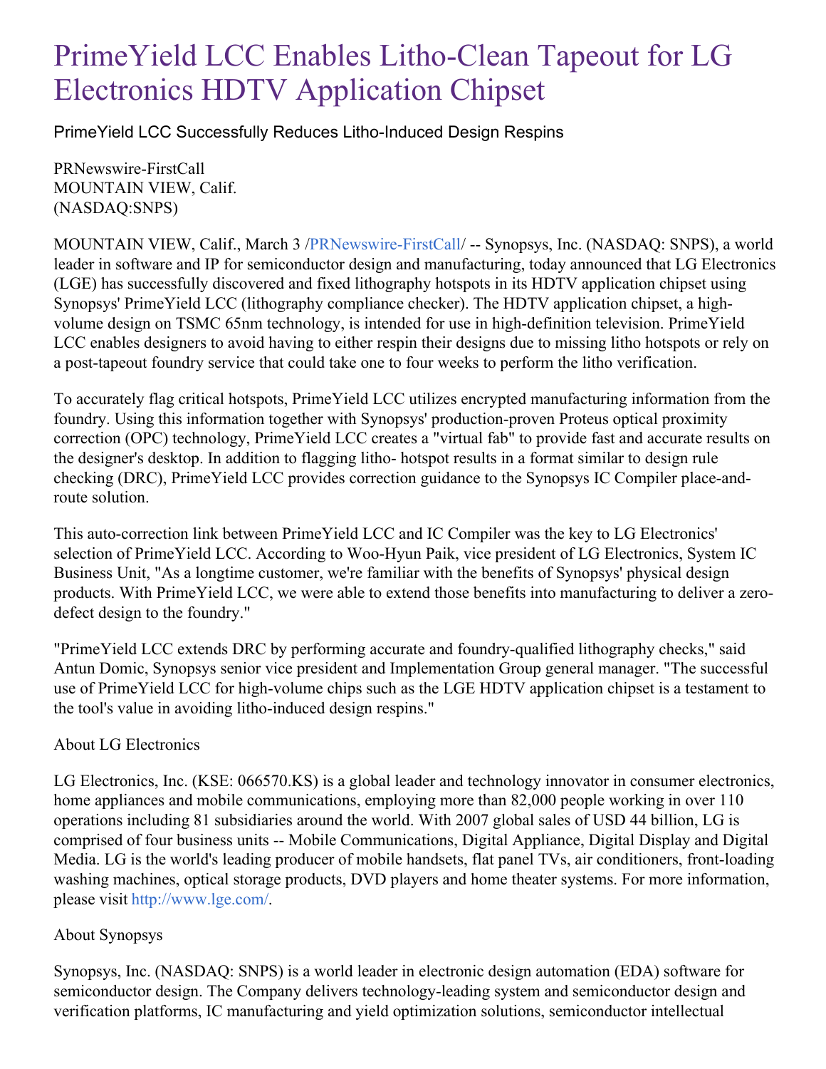# PrimeYield LCC Enables Litho-Clean Tapeout for LG Electronics HDTV Application Chipset

PrimeYield LCC Successfully Reduces Litho-Induced Design Respins

PRNewswire-FirstCall
MOUNTAIN VIEW, Calif.
(NASDAQ:SNPS)

MOUNTAIN VIEW, Calif., March 3 /PRNewswire-FirstCall/ -- Synopsys, Inc. (NASDAQ: SNPS), a world leader in software and IP for semiconductor design and manufacturing, today announced that LG Electronics (LGE) has successfully discovered and fixed lithography hotspots in its HDTV application chipset using Synopsys' PrimeYield LCC (lithography compliance checker). The HDTV application chipset, a high-volume design on TSMC 65nm technology, is intended for use in high-definition television. PrimeYield LCC enables designers to avoid having to either respin their designs due to missing litho hotspots or rely on a post-tapeout foundry service that could take one to four weeks to perform the litho verification.

To accurately flag critical hotspots, PrimeYield LCC utilizes encrypted manufacturing information from the foundry. Using this information together with Synopsys' production-proven Proteus optical proximity correction (OPC) technology, PrimeYield LCC creates a "virtual fab" to provide fast and accurate results on the designer's desktop. In addition to flagging litho- hotspot results in a format similar to design rule checking (DRC), PrimeYield LCC provides correction guidance to the Synopsys IC Compiler place-and-route solution.

This auto-correction link between PrimeYield LCC and IC Compiler was the key to LG Electronics' selection of PrimeYield LCC. According to Woo-Hyun Paik, vice president of LG Electronics, System IC Business Unit, "As a longtime customer, we're familiar with the benefits of Synopsys' physical design products. With PrimeYield LCC, we were able to extend those benefits into manufacturing to deliver a zero-defect design to the foundry."

"PrimeYield LCC extends DRC by performing accurate and foundry-qualified lithography checks," said Antun Domic, Synopsys senior vice president and Implementation Group general manager. "The successful use of PrimeYield LCC for high-volume chips such as the LGE HDTV application chipset is a testament to the tool's value in avoiding litho-induced design respins."

About LG Electronics

LG Electronics, Inc. (KSE: 066570.KS) is a global leader and technology innovator in consumer electronics, home appliances and mobile communications, employing more than 82,000 people working in over 110 operations including 81 subsidiaries around the world. With 2007 global sales of USD 44 billion, LG is comprised of four business units -- Mobile Communications, Digital Appliance, Digital Display and Digital Media. LG is the world's leading producer of mobile handsets, flat panel TVs, air conditioners, front-loading washing machines, optical storage products, DVD players and home theater systems. For more information, please visit http://www.lge.com/.

About Synopsys

Synopsys, Inc. (NASDAQ: SNPS) is a world leader in electronic design automation (EDA) software for semiconductor design. The Company delivers technology-leading system and semiconductor design and verification platforms, IC manufacturing and yield optimization solutions, semiconductor intellectual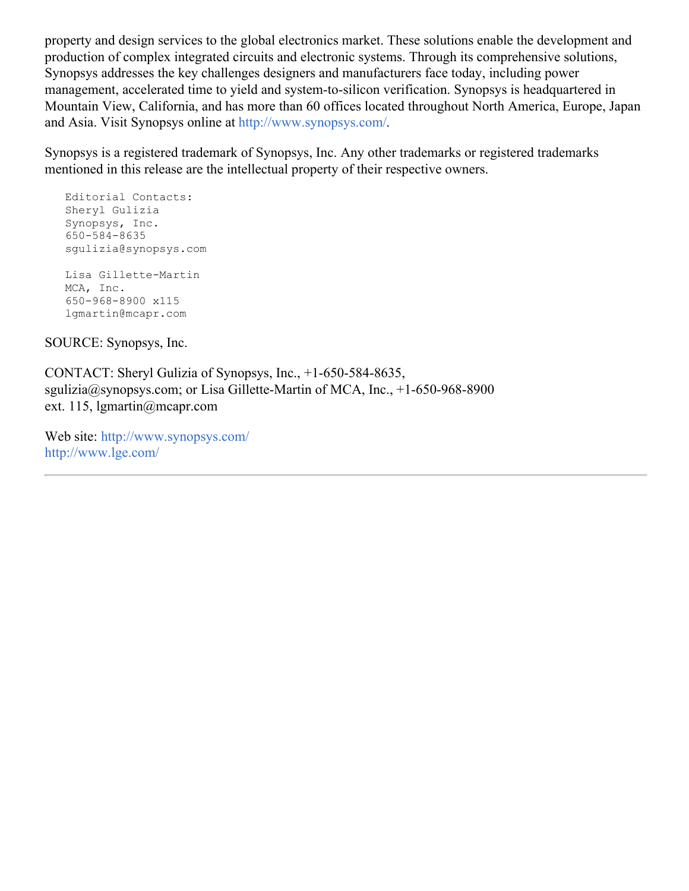property and design services to the global electronics market. These solutions enable the development and production of complex integrated circuits and electronic systems. Through its comprehensive solutions, Synopsys addresses the key challenges designers and manufacturers face today, including power management, accelerated time to yield and system-to-silicon verification. Synopsys is headquartered in Mountain View, California, and has more than 60 offices located throughout North America, Europe, Japan and Asia. Visit Synopsys online at http://www.synopsys.com/.

Synopsys is a registered trademark of Synopsys, Inc. Any other trademarks or registered trademarks mentioned in this release are the intellectual property of their respective owners.

```
Editorial Contacts:
Sheryl Gulizia
Synopsys, Inc.
650-584-8635
sgulizia@synopsys.com

Lisa Gillette-Martin
MCA, Inc.
650-968-8900 x115
lgmartin@mcapr.com
```

SOURCE: Synopsys, Inc.

CONTACT: Sheryl Gulizia of Synopsys, Inc., +1-650-584-8635, sgulizia@synopsys.com; or Lisa Gillette-Martin of MCA, Inc., +1-650-968-8900 ext. 115, lgmartin@mcapr.com

Web site: http://www.synopsys.com/
http://www.lge.com/